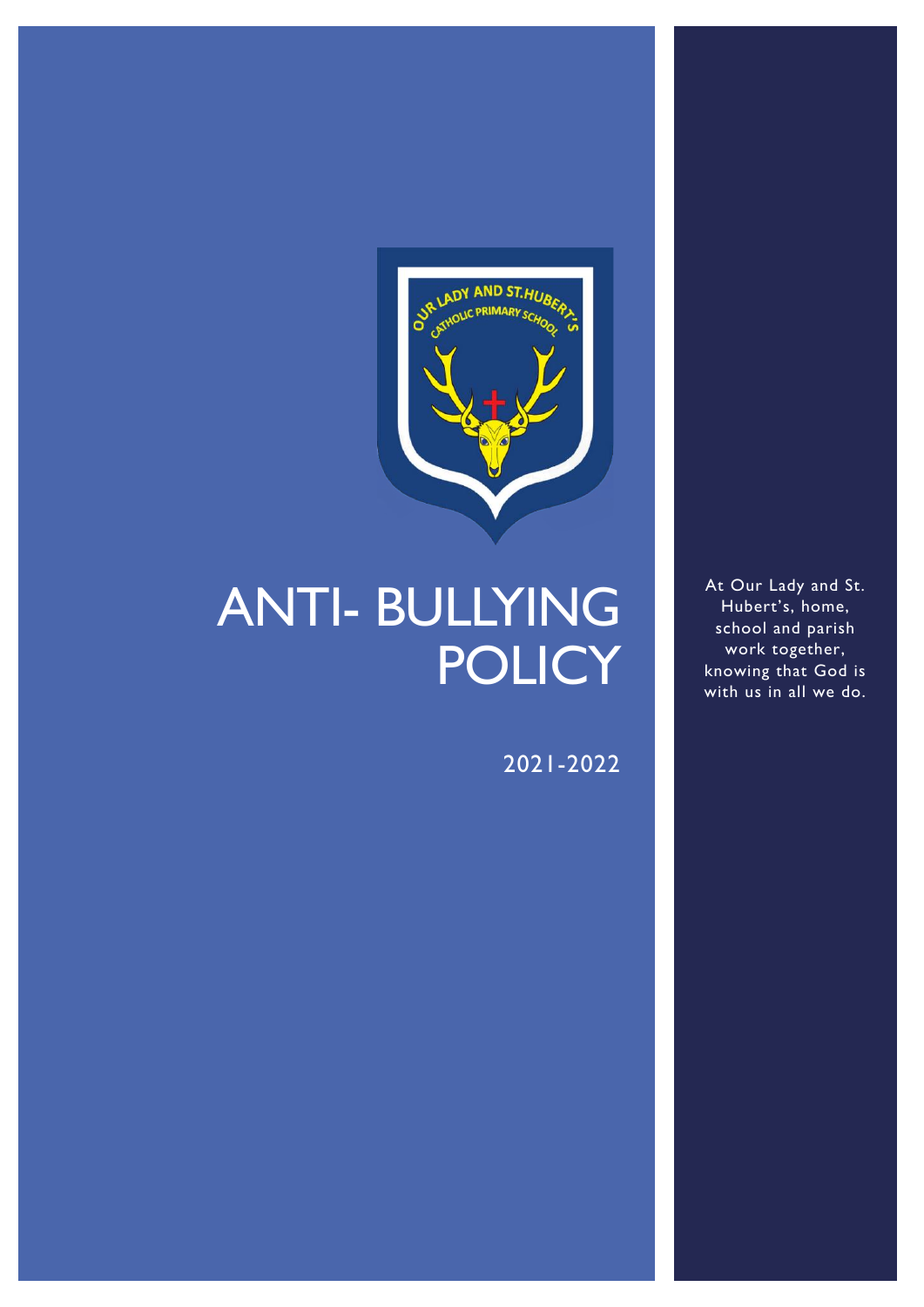# ANTI- BULLYING POLICY

2021-2022

At Our Lady and St. Hubert's, home, school and parish work together, knowing that God is with us in all we do.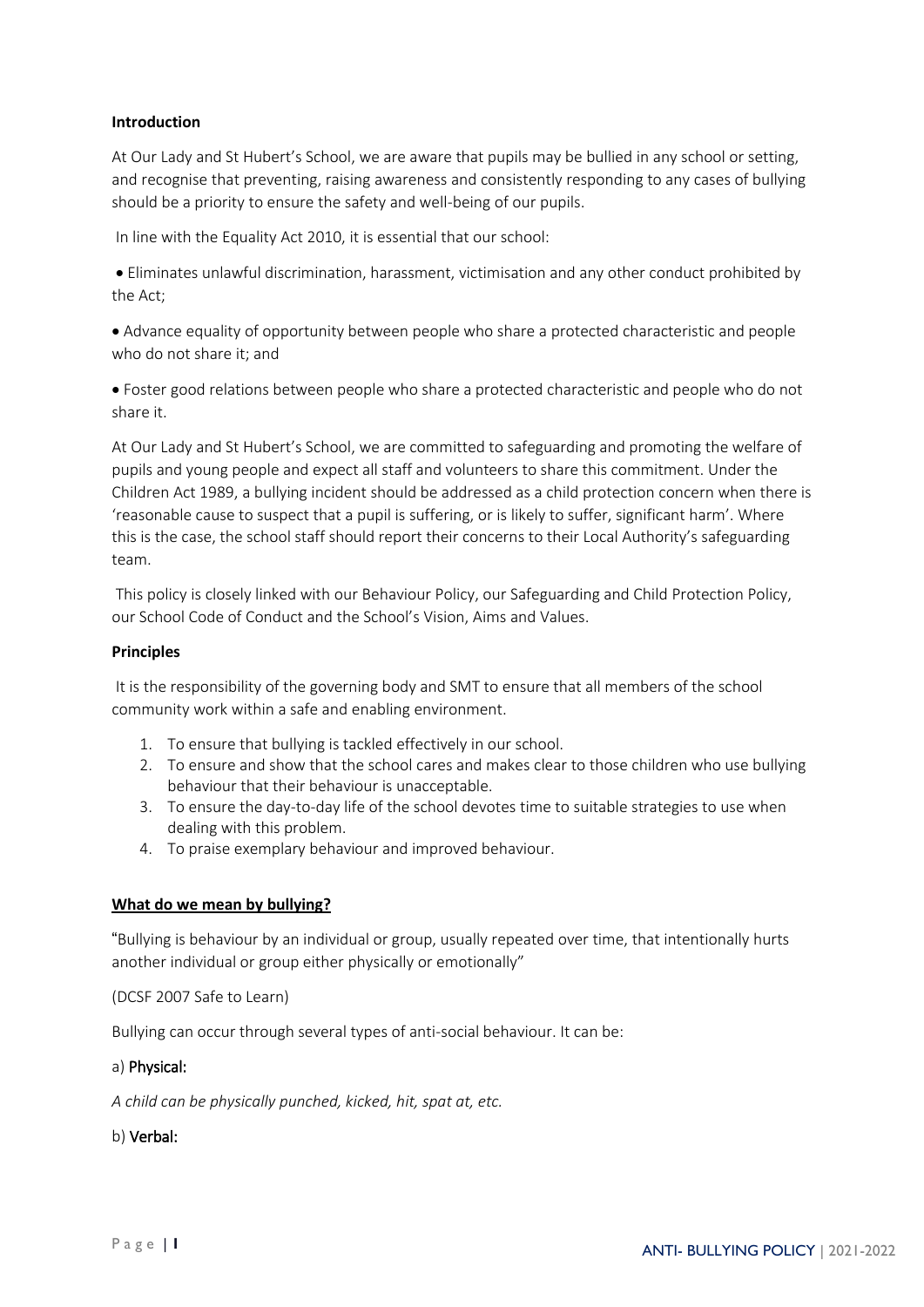**Introduction**

At Our Lady and St Hubert's School, we are aware that pupils may be bullied in any school or setting, and recognise that preventing, raising awareness and consistently responding to any cases of bullying should be a priority to ensure the safety and well-being of our pupils.

In line with the Equality Act 2010, it is essential that our school:

- Eliminates unlawful discrimination, harassment, victimisation and any other conduct prohibited by the Act;
- Advance equality of opportunity between people who share a protected characteristic and people who do not share it; and
- Foster good relations between people who share a protected characteristic and people who do not share it.

At Our Lady and St Hubert's School, we are committed to safeguarding and promoting the welfare of pupils and young people and expect all staff and volunteers to share this commitment. Under the Children Act 1989, a bullying incident should be addressed as a child protection concern when there is 'reasonable cause to suspect that a pupil is suffering, or is likely to suffer, significant harm'. Where this is the case, the school staff should report their concerns to their Local Authority's safeguarding team.

This policy is closely linked with our Behaviour Policy, our Safeguarding and Child Protection Policy, our School Code of Conduct and the School's Vision, Aims and Values.

**Principles**

It is the responsibility of the governing body and SMT to ensure that all members of the school community work within a safe and enabling environment.

1. To ensure that bullying is tackled effectively in our school.
2. To ensure and show that the school cares and makes clear to those children who use bullying behaviour that their behaviour is unacceptable.
3. To ensure the day-to-day life of the school devotes time to suitable strategies to use when dealing with this problem.
4. To praise exemplary behaviour and improved behaviour.

**What do we mean by bullying?**

"Bullying is behaviour by an individual or group, usually repeated over time, that intentionally hurts another individual or group either physically or emotionally"

(DCSF 2007 Safe to Learn)

Bullying can occur through several types of anti-social behaviour. It can be:

a) Physical:

*A child can be physically punched, kicked, hit, spat at, etc.*

b) Verbal: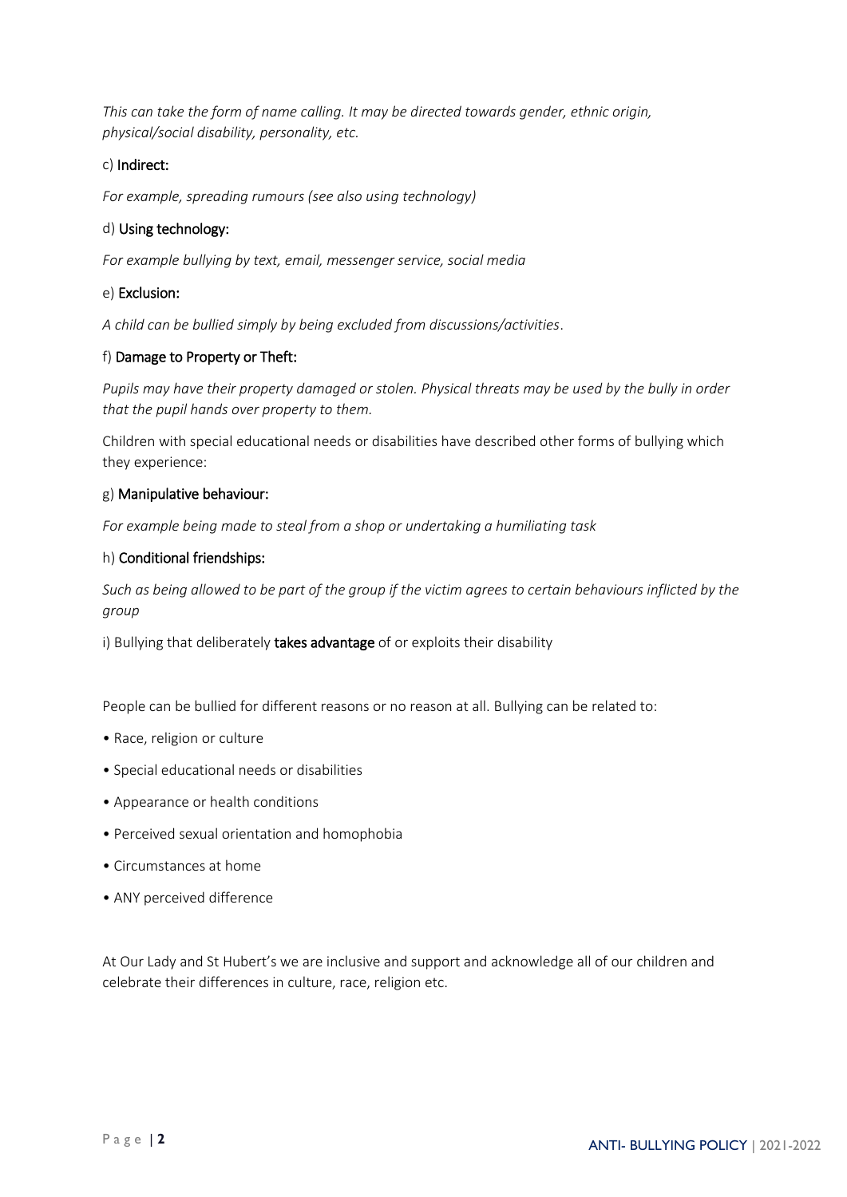*This can take the form of name calling. It may be directed towards gender, ethnic origin, physical/social disability, personality, etc.*

c) **Indirect:**

*For example, spreading rumours (see also using technology)*

d) **Using technology:**

*For example bullying by text, email, messenger service, social media*

e) **Exclusion:**

*A child can be bullied simply by being excluded from discussions/activities*.

f) **Damage to Property or Theft:**

*Pupils may have their property damaged or stolen. Physical threats may be used by the bully in order that the pupil hands over property to them.*

Children with special educational needs or disabilities have described other forms of bullying which they experience:

g) **Manipulative behaviour:**

*For example being made to steal from a shop or undertaking a humiliating task*

h) **Conditional friendships:**

*Such as being allowed to be part of the group if the victim agrees to certain behaviours inflicted by the group*

i) Bullying that deliberately **takes advantage** of or exploits their disability

People can be bullied for different reasons or no reason at all. Bullying can be related to:

- Race, religion or culture
- Special educational needs or disabilities
- Appearance or health conditions
- Perceived sexual orientation and homophobia
- Circumstances at home
- ANY perceived difference

At Our Lady and St Hubert's we are inclusive and support and acknowledge all of our children and celebrate their differences in culture, race, religion etc.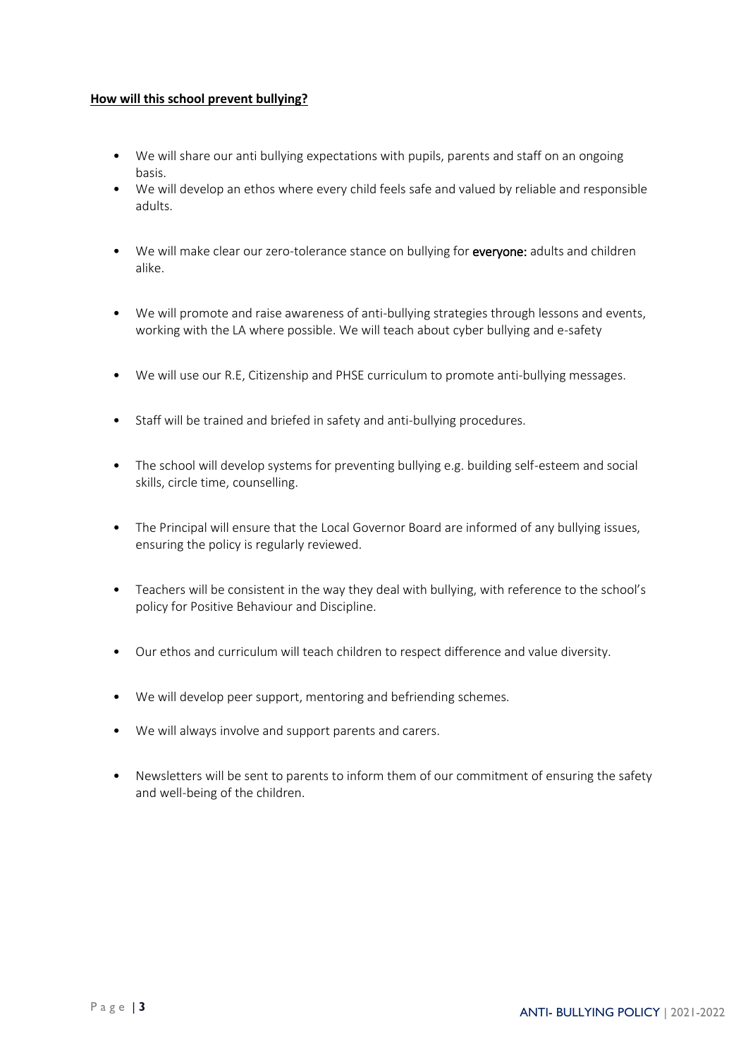**How will this school prevent bullying?**

- We will share our anti bullying expectations with pupils, parents and staff on an ongoing basis.
- We will develop an ethos where every child feels safe and valued by reliable and responsible adults.
- We will make clear our zero-tolerance stance on bullying for **everyone:** adults and children alike.
- We will promote and raise awareness of anti-bullying strategies through lessons and events, working with the LA where possible. We will teach about cyber bullying and e-safety
- We will use our R.E, Citizenship and PHSE curriculum to promote anti-bullying messages.
- Staff will be trained and briefed in safety and anti-bullying procedures.
- The school will develop systems for preventing bullying e.g. building self-esteem and social skills, circle time, counselling.
- The Principal will ensure that the Local Governor Board are informed of any bullying issues, ensuring the policy is regularly reviewed.
- Teachers will be consistent in the way they deal with bullying, with reference to the school's policy for Positive Behaviour and Discipline.
- Our ethos and curriculum will teach children to respect difference and value diversity.
- We will develop peer support, mentoring and befriending schemes.
- We will always involve and support parents and carers.
- Newsletters will be sent to parents to inform them of our commitment of ensuring the safety and well-being of the children.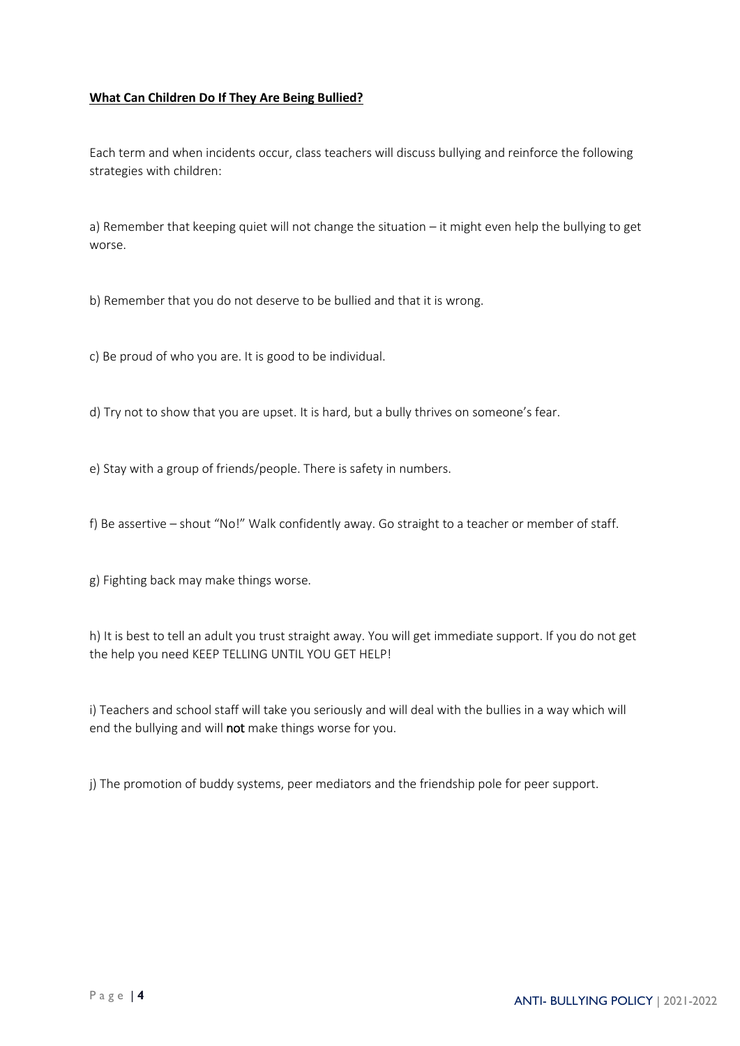**<u>What Can Children Do If They Are Being Bullied?</u>**

Each term and when incidents occur, class teachers will discuss bullying and reinforce the following strategies with children:

a) Remember that keeping quiet will not change the situation – it might even help the bullying to get worse.

b) Remember that you do not deserve to be bullied and that it is wrong.

c) Be proud of who you are. It is good to be individual.

d) Try not to show that you are upset. It is hard, but a bully thrives on someone's fear.

e) Stay with a group of friends/people. There is safety in numbers.

f) Be assertive – shout "No!" Walk confidently away. Go straight to a teacher or member of staff.

g) Fighting back may make things worse.

h) It is best to tell an adult you trust straight away. You will get immediate support. If you do not get the help you need KEEP TELLING UNTIL YOU GET HELP!

i) Teachers and school staff will take you seriously and will deal with the bullies in a way which will end the bullying and will **not** make things worse for you.

j) The promotion of buddy systems, peer mediators and the friendship pole for peer support.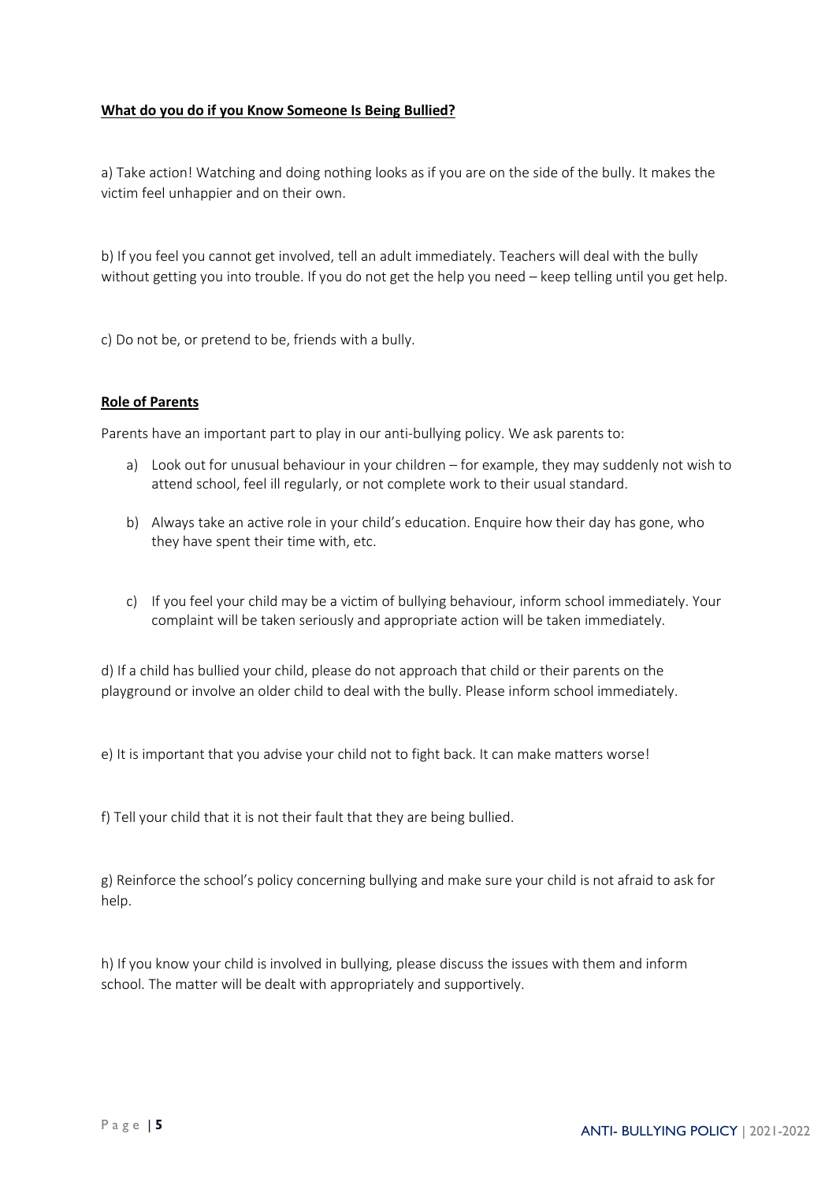**What do you do if you Know Someone Is Being Bullied?**

a) Take action! Watching and doing nothing looks as if you are on the side of the bully. It makes the victim feel unhappier and on their own.

b) If you feel you cannot get involved, tell an adult immediately. Teachers will deal with the bully without getting you into trouble. If you do not get the help you need – keep telling until you get help.

c) Do not be, or pretend to be, friends with a bully.

**Role of Parents**

Parents have an important part to play in our anti-bullying policy. We ask parents to:

a) Look out for unusual behaviour in your children – for example, they may suddenly not wish to attend school, feel ill regularly, or not complete work to their usual standard.

b) Always take an active role in your child's education. Enquire how their day has gone, who they have spent their time with, etc.

c) If you feel your child may be a victim of bullying behaviour, inform school immediately. Your complaint will be taken seriously and appropriate action will be taken immediately.

d) If a child has bullied your child, please do not approach that child or their parents on the playground or involve an older child to deal with the bully. Please inform school immediately.

e) It is important that you advise your child not to fight back. It can make matters worse!

f) Tell your child that it is not their fault that they are being bullied.

g) Reinforce the school's policy concerning bullying and make sure your child is not afraid to ask for help.

h) If you know your child is involved in bullying, please discuss the issues with them and inform school. The matter will be dealt with appropriately and supportively.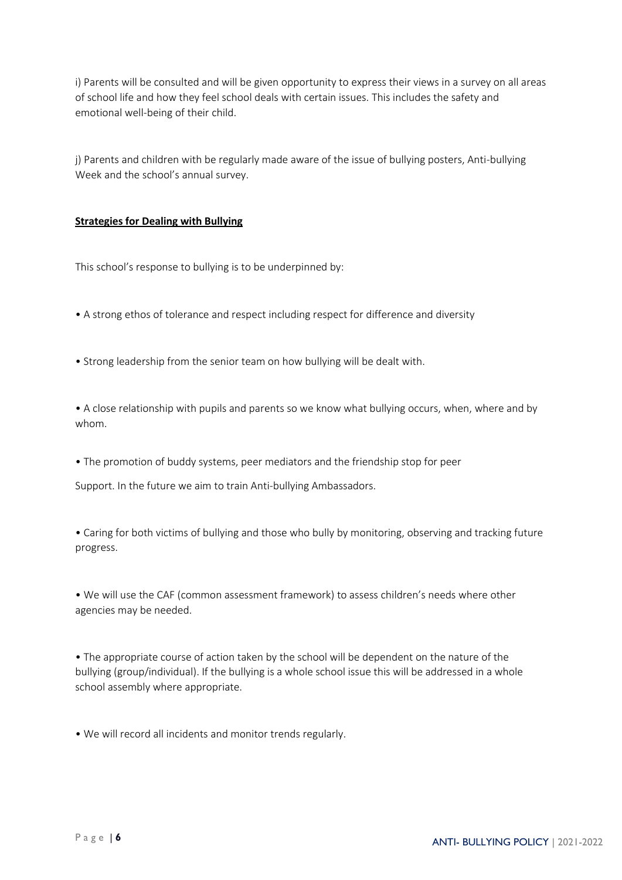i) Parents will be consulted and will be given opportunity to express their views in a survey on all areas of school life and how they feel school deals with certain issues. This includes the safety and emotional well-being of their child.

j) Parents and children with be regularly made aware of the issue of bullying posters, Anti-bullying Week and the school's annual survey.

**Strategies for Dealing with Bullying**

This school's response to bullying is to be underpinned by:

• A strong ethos of tolerance and respect including respect for difference and diversity

• Strong leadership from the senior team on how bullying will be dealt with.

• A close relationship with pupils and parents so we know what bullying occurs, when, where and by whom.

• The promotion of buddy systems, peer mediators and the friendship stop for peer

Support. In the future we aim to train Anti-bullying Ambassadors.

• Caring for both victims of bullying and those who bully by monitoring, observing and tracking future progress.

• We will use the CAF (common assessment framework) to assess children's needs where other agencies may be needed.

• The appropriate course of action taken by the school will be dependent on the nature of the bullying (group/individual). If the bullying is a whole school issue this will be addressed in a whole school assembly where appropriate.

• We will record all incidents and monitor trends regularly.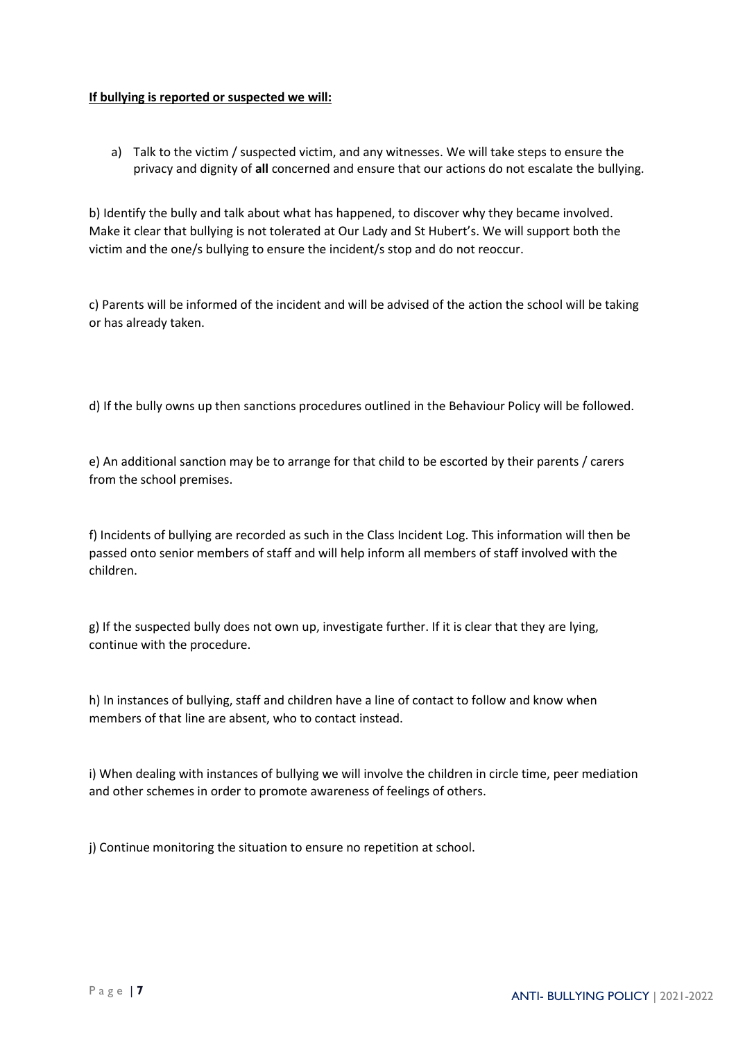**If bullying is reported or suspected we will:**

a) Talk to the victim / suspected victim, and any witnesses. We will take steps to ensure the privacy and dignity of **all** concerned and ensure that our actions do not escalate the bullying.

b) Identify the bully and talk about what has happened, to discover why they became involved. Make it clear that bullying is not tolerated at Our Lady and St Hubert's. We will support both the victim and the one/s bullying to ensure the incident/s stop and do not reoccur.

c) Parents will be informed of the incident and will be advised of the action the school will be taking or has already taken.

d) If the bully owns up then sanctions procedures outlined in the Behaviour Policy will be followed.

e) An additional sanction may be to arrange for that child to be escorted by their parents / carers from the school premises.

f) Incidents of bullying are recorded as such in the Class Incident Log. This information will then be passed onto senior members of staff and will help inform all members of staff involved with the children.

g) If the suspected bully does not own up, investigate further. If it is clear that they are lying, continue with the procedure.

h) In instances of bullying, staff and children have a line of contact to follow and know when members of that line are absent, who to contact instead.

i) When dealing with instances of bullying we will involve the children in circle time, peer mediation and other schemes in order to promote awareness of feelings of others.

j) Continue monitoring the situation to ensure no repetition at school.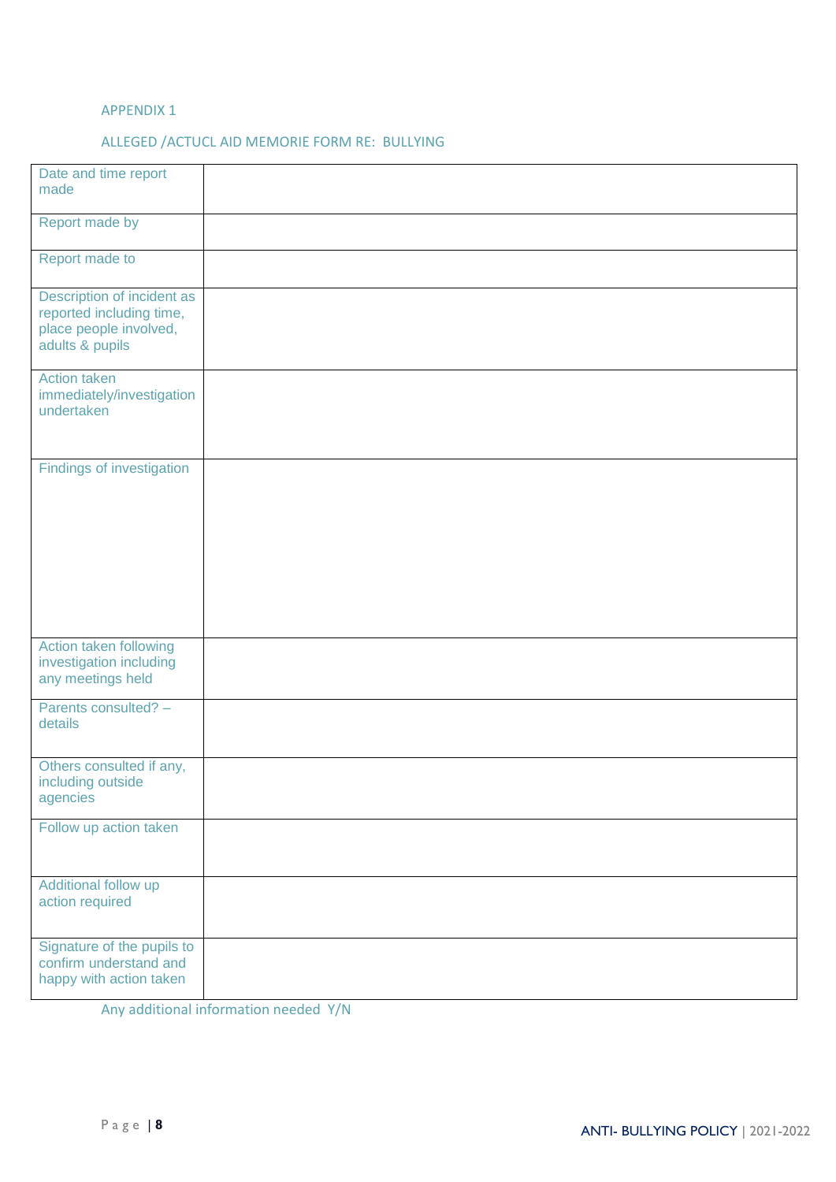APPENDIX 1

ALLEGED /ACTUCL AID MEMORIE FORM RE: BULLYING

| | |
|---|---|
| Date and time report made | |
| Report made by | |
| Report made to | |
| Description of incident as reported including time, place people involved, adults & pupils | |
| Action taken immediately/investigation undertaken | |
| Findings of investigation | |
| Action taken following investigation including any meetings held | |
| Parents consulted? – details | |
| Others consulted if any, including outside agencies | |
| Follow up action taken | |
| Additional follow up action required | |
| Signature of the pupils to confirm understand and happy with action taken | |

Any additional information needed Y/N